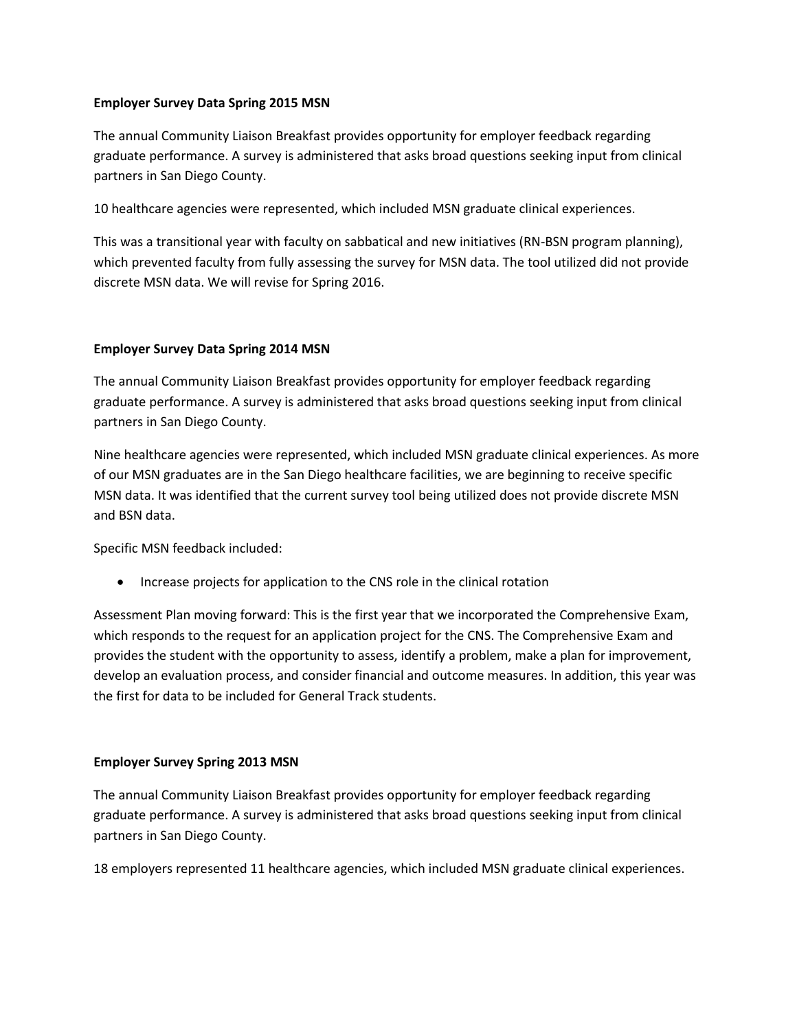**Employer Survey Data Spring 2015 MSN**

The annual Community Liaison Breakfast provides opportunity for employer feedback regarding graduate performance. A survey is administered that asks broad questions seeking input from clinical partners in San Diego County.

10 healthcare agencies were represented, which included MSN graduate clinical experiences.

This was a transitional year with faculty on sabbatical and new initiatives (RN-BSN program planning), which prevented faculty from fully assessing the survey for MSN data. The tool utilized did not provide discrete MSN data. We will revise for Spring 2016.

**Employer Survey Data Spring 2014 MSN**

The annual Community Liaison Breakfast provides opportunity for employer feedback regarding graduate performance. A survey is administered that asks broad questions seeking input from clinical partners in San Diego County.

Nine healthcare agencies were represented, which included MSN graduate clinical experiences. As more of our MSN graduates are in the San Diego healthcare facilities, we are beginning to receive specific MSN data. It was identified that the current survey tool being utilized does not provide discrete MSN and BSN data.

Specific MSN feedback included:

- Increase projects for application to the CNS role in the clinical rotation

Assessment Plan moving forward: This is the first year that we incorporated the Comprehensive Exam, which responds to the request for an application project for the CNS. The Comprehensive Exam and provides the student with the opportunity to assess, identify a problem, make a plan for improvement, develop an evaluation process, and consider financial and outcome measures. In addition, this year was the first for data to be included for General Track students.

**Employer Survey Spring 2013 MSN**

The annual Community Liaison Breakfast provides opportunity for employer feedback regarding graduate performance. A survey is administered that asks broad questions seeking input from clinical partners in San Diego County.

18 employers represented 11 healthcare agencies, which included MSN graduate clinical experiences.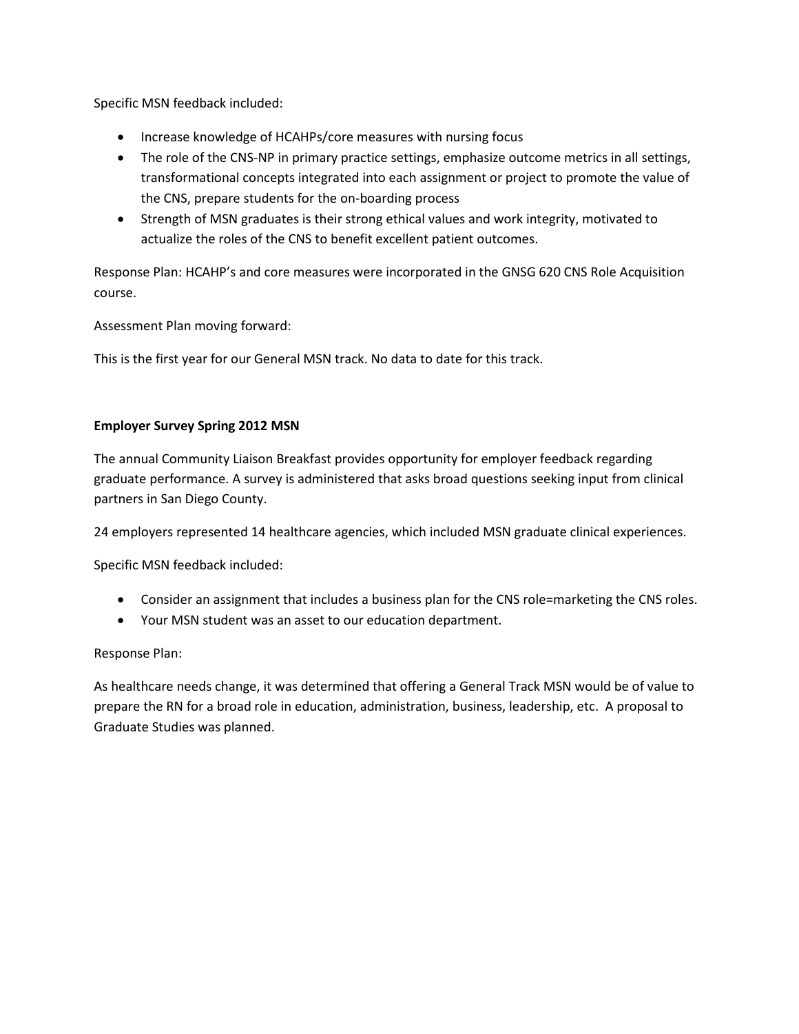Specific MSN feedback included:

- Increase knowledge of HCAHPs/core measures with nursing focus
- The role of the CNS-NP in primary practice settings, emphasize outcome metrics in all settings, transformational concepts integrated into each assignment or project to promote the value of the CNS, prepare students for the on-boarding process
- Strength of MSN graduates is their strong ethical values and work integrity, motivated to actualize the roles of the CNS to benefit excellent patient outcomes.

Response Plan: HCAHP's and core measures were incorporated in the GNSG 620 CNS Role Acquisition course.

Assessment Plan moving forward:

This is the first year for our General MSN track. No data to date for this track.

**Employer Survey Spring 2012 MSN**

The annual Community Liaison Breakfast provides opportunity for employer feedback regarding graduate performance. A survey is administered that asks broad questions seeking input from clinical partners in San Diego County.

24 employers represented 14 healthcare agencies, which included MSN graduate clinical experiences.

Specific MSN feedback included:

- Consider an assignment that includes a business plan for the CNS role=marketing the CNS roles.
- Your MSN student was an asset to our education department.

Response Plan:

As healthcare needs change, it was determined that offering a General Track MSN would be of value to prepare the RN for a broad role in education, administration, business, leadership, etc. A proposal to Graduate Studies was planned.